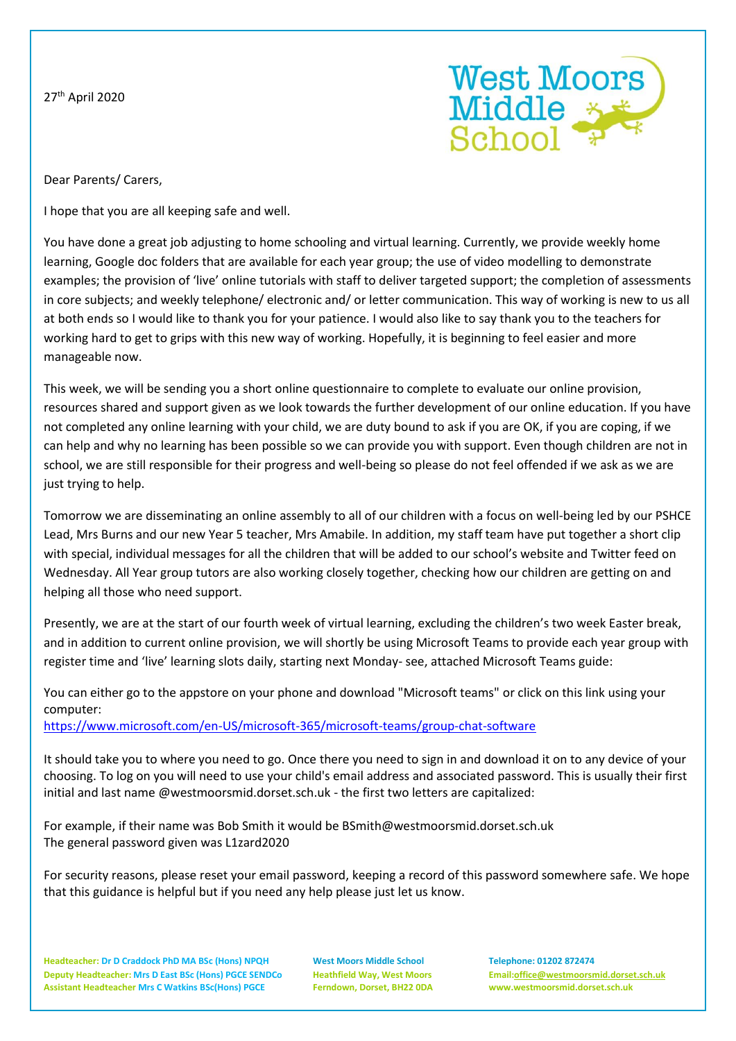27th April 2020

West Moors Middle School

Dear Parents/ Carers,

I hope that you are all keeping safe and well.

You have done a great job adjusting to home schooling and virtual learning. Currently, we provide weekly home learning, Google doc folders that are available for each year group; the use of video modelling to demonstrate examples; the provision of 'live' online tutorials with staff to deliver targeted support; the completion of assessments in core subjects; and weekly telephone/ electronic and/ or letter communication. This way of working is new to us all at both ends so I would like to thank you for your patience. I would also like to say thank you to the teachers for working hard to get to grips with this new way of working. Hopefully, it is beginning to feel easier and more manageable now.

This week, we will be sending you a short online questionnaire to complete to evaluate our online provision, resources shared and support given as we look towards the further development of our online education. If you have not completed any online learning with your child, we are duty bound to ask if you are OK, if you are coping, if we can help and why no learning has been possible so we can provide you with support. Even though children are not in school, we are still responsible for their progress and well-being so please do not feel offended if we ask as we are just trying to help.

Tomorrow we are disseminating an online assembly to all of our children with a focus on well-being led by our PSHCE Lead, Mrs Burns and our new Year 5 teacher, Mrs Amabile. In addition, my staff team have put together a short clip with special, individual messages for all the children that will be added to our school's website and Twitter feed on Wednesday. All Year group tutors are also working closely together, checking how our children are getting on and helping all those who need support.

Presently, we are at the start of our fourth week of virtual learning, excluding the children's two week Easter break, and in addition to current online provision, we will shortly be using Microsoft Teams to provide each year group with register time and 'live' learning slots daily, starting next Monday- see, attached Microsoft Teams guide:

You can either go to the appstore on your phone and download "Microsoft teams" or click on this link using your computer:
https://www.microsoft.com/en-US/microsoft-365/microsoft-teams/group-chat-software

It should take you to where you need to go. Once there you need to sign in and download it on to any device of your choosing. To log on you will need to use your child's email address and associated password. This is usually their first initial and last name @westmoorsmid.dorset.sch.uk - the first two letters are capitalized:

For example, if their name was Bob Smith it would be BSmith@westmoorsmid.dorset.sch.uk
The general password given was L1zard2020

For security reasons, please reset your email password, keeping a record of this password somewhere safe. We hope that this guidance is helpful but if you need any help please just let us know.

Headteacher: Dr D Craddock PhD MA BSc (Hons) NPQH
Deputy Headteacher: Mrs D East BSc (Hons) PGCE SENDCo
Assistant Headteacher Mrs C Watkins BSc(Hons) PGCE

West Moors Middle School
Heathfield Way, West Moors
Ferndown, Dorset, BH22 0DA

Telephone: 01202 872474
Email:office@westmoorsmid.dorset.sch.uk
www.westmoorsmid.dorset.sch.uk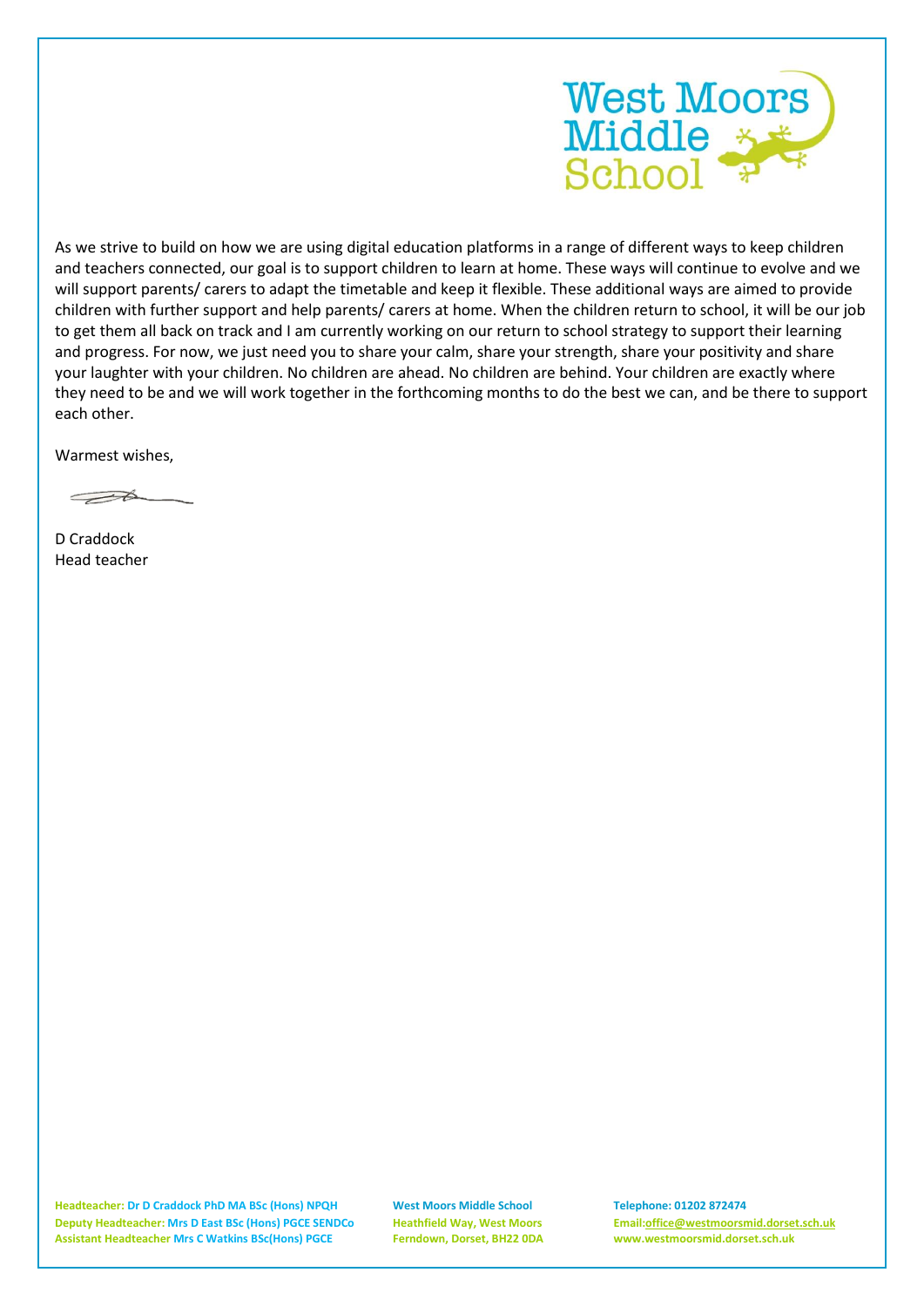As we strive to build on how we are using digital education platforms in a range of different ways to keep children and teachers connected, our goal is to support children to learn at home. These ways will continue to evolve and we will support parents/ carers to adapt the timetable and keep it flexible. These additional ways are aimed to provide children with further support and help parents/ carers at home. When the children return to school, it will be our job to get them all back on track and I am currently working on our return to school strategy to support their learning and progress. For now, we just need you to share your calm, share your strength, share your positivity and share your laughter with your children. No children are ahead. No children are behind. Your children are exactly where they need to be and we will work together in the forthcoming months to do the best we can, and be there to support each other.

Warmest wishes,

D Craddock
Head teacher

**Headteacher: Dr D Craddock PhD MA BSc (Hons) NPQH**
**Deputy Headteacher: Mrs D East BSc (Hons) PGCE SENDCo**
**Assistant Headteacher Mrs C Watkins BSc(Hons) PGCE**

**West Moors Middle School**
**Heathfield Way, West Moors**
**Ferndown, Dorset, BH22 0DA**

**Telephone: 01202 872474**
**Email:office@westmoorsmid.dorset.sch.uk**
**www.westmoorsmid.dorset.sch.uk**